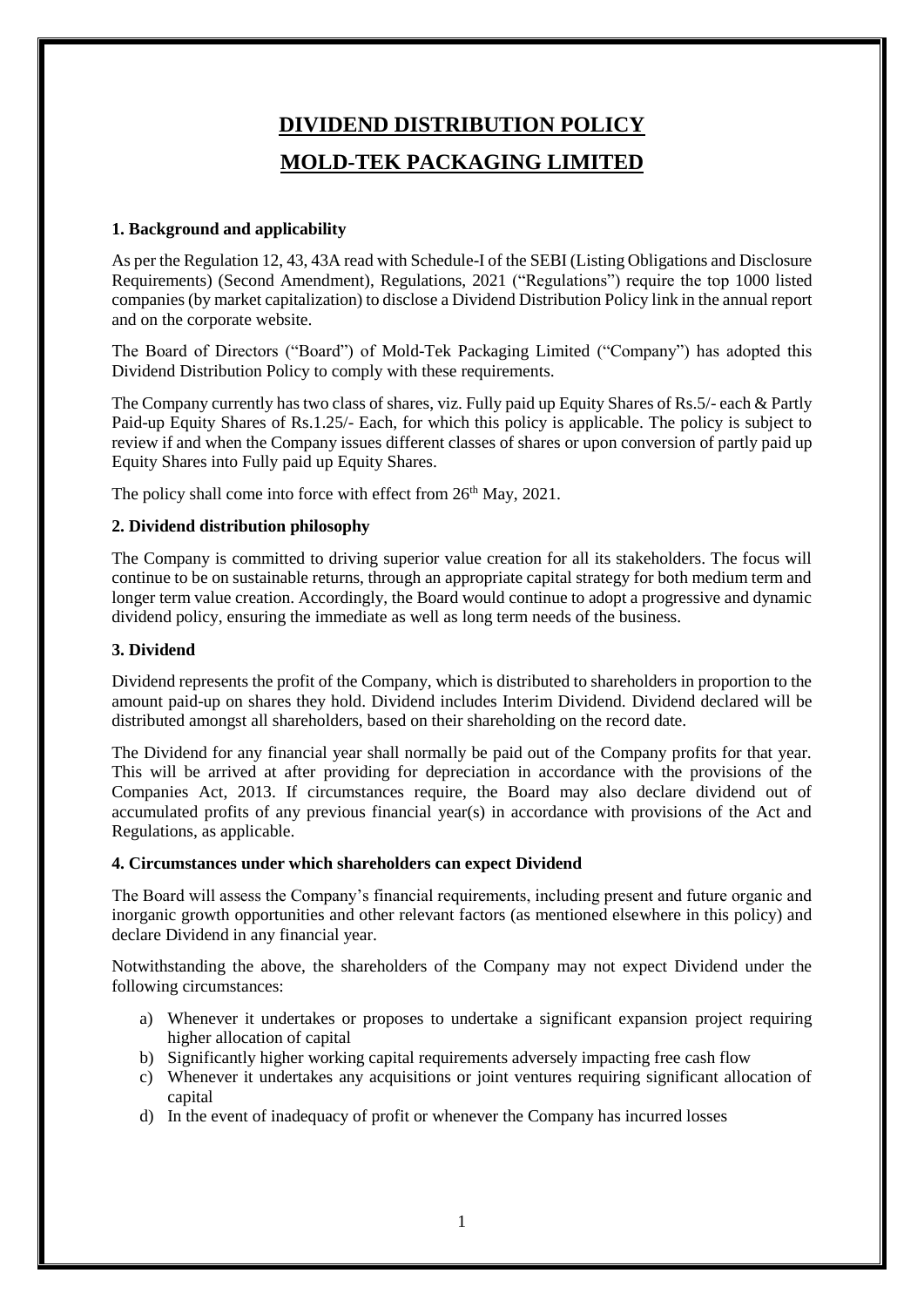# DIVIDEND DISTRIBUTION POLICY

# MOLD-TEK PACKAGING LIMITED

### 1. Background and applicability

As per the Regulation 12, 43, 43A read with Schedule-I of the SEBI (Listing Obligations and Disclosure Requirements) (Second Amendment), Regulations, 2021 ("Regulations") require the top 1000 listed companies (by market capitalization) to disclose a Dividend Distribution Policy link in the annual report and on the corporate website.

The Board of Directors ("Board") of Mold-Tek Packaging Limited ("Company") has adopted this Dividend Distribution Policy to comply with these requirements.

The Company currently has two class of shares, viz. Fully paid up Equity Shares of Rs.5/- each & Partly Paid-up Equity Shares of Rs.1.25/- Each, for which this policy is applicable. The policy is subject to review if and when the Company issues different classes of shares or upon conversion of partly paid up Equity Shares into Fully paid up Equity Shares.

The policy shall come into force with effect from 26th May, 2021.

### 2. Dividend distribution philosophy

The Company is committed to driving superior value creation for all its stakeholders. The focus will continue to be on sustainable returns, through an appropriate capital strategy for both medium term and longer term value creation. Accordingly, the Board would continue to adopt a progressive and dynamic dividend policy, ensuring the immediate as well as long term needs of the business.

### 3. Dividend

Dividend represents the profit of the Company, which is distributed to shareholders in proportion to the amount paid-up on shares they hold. Dividend includes Interim Dividend. Dividend declared will be distributed amongst all shareholders, based on their shareholding on the record date.

The Dividend for any financial year shall normally be paid out of the Company profits for that year. This will be arrived at after providing for depreciation in accordance with the provisions of the Companies Act, 2013. If circumstances require, the Board may also declare dividend out of accumulated profits of any previous financial year(s) in accordance with provisions of the Act and Regulations, as applicable.

### 4. Circumstances under which shareholders can expect Dividend

The Board will assess the Company's financial requirements, including present and future organic and inorganic growth opportunities and other relevant factors (as mentioned elsewhere in this policy) and declare Dividend in any financial year.

Notwithstanding the above, the shareholders of the Company may not expect Dividend under the following circumstances:

a) Whenever it undertakes or proposes to undertake a significant expansion project requiring higher allocation of capital
b) Significantly higher working capital requirements adversely impacting free cash flow
c) Whenever it undertakes any acquisitions or joint ventures requiring significant allocation of capital
d) In the event of inadequacy of profit or whenever the Company has incurred losses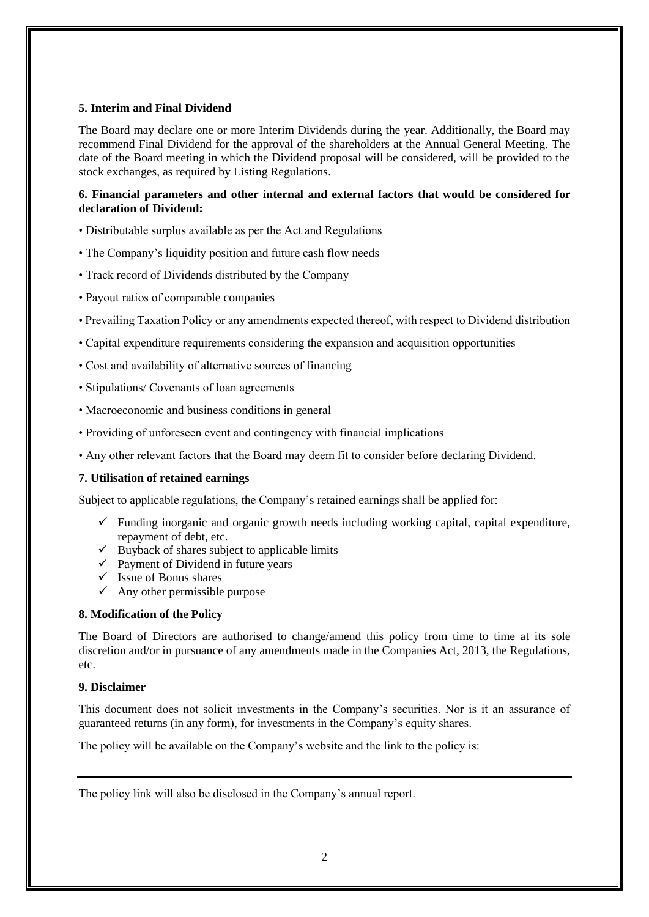**5. Interim and Final Dividend**

The Board may declare one or more Interim Dividends during the year. Additionally, the Board may recommend Final Dividend for the approval of the shareholders at the Annual General Meeting. The date of the Board meeting in which the Dividend proposal will be considered, will be provided to the stock exchanges, as required by Listing Regulations.

**6. Financial parameters and other internal and external factors that would be considered for declaration of Dividend:**

- Distributable surplus available as per the Act and Regulations
- The Company's liquidity position and future cash flow needs
- Track record of Dividends distributed by the Company
- Payout ratios of comparable companies
- Prevailing Taxation Policy or any amendments expected thereof, with respect to Dividend distribution
- Capital expenditure requirements considering the expansion and acquisition opportunities
- Cost and availability of alternative sources of financing
- Stipulations/ Covenants of loan agreements
- Macroeconomic and business conditions in general
- Providing of unforeseen event and contingency with financial implications
- Any other relevant factors that the Board may deem fit to consider before declaring Dividend.

**7. Utilisation of retained earnings**

Subject to applicable regulations, the Company's retained earnings shall be applied for:

- ✓ Funding inorganic and organic growth needs including working capital, capital expenditure, repayment of debt, etc.
- ✓ Buyback of shares subject to applicable limits
- ✓ Payment of Dividend in future years
- ✓ Issue of Bonus shares
- ✓ Any other permissible purpose

**8. Modification of the Policy**

The Board of Directors are authorised to change/amend this policy from time to time at its sole discretion and/or in pursuance of any amendments made in the Companies Act, 2013, the Regulations, etc.

**9. Disclaimer**

This document does not solicit investments in the Company's securities. Nor is it an assurance of guaranteed returns (in any form), for investments in the Company's equity shares.

The policy will be available on the Company's website and the link to the policy is:

---

The policy link will also be disclosed in the Company's annual report.